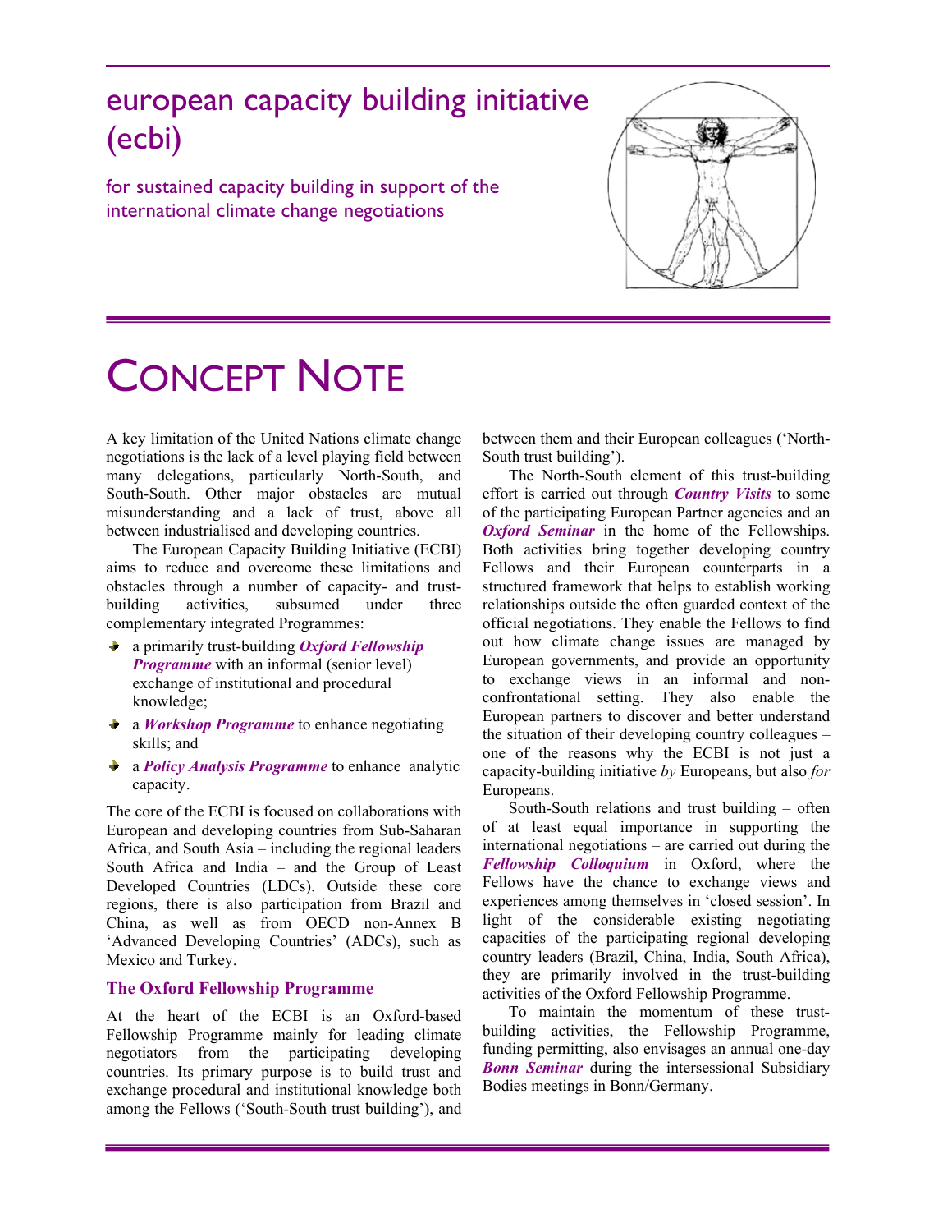# european capacity building initiative (ecbi)

## for sustained capacity building in support of the international climate change negotiations

# CONCEPT NOTE

A key limitation of the United Nations climate change negotiations is the lack of a level playing field between many delegations, particularly North-South, and South-South. Other major obstacles are mutual misunderstanding and a lack of trust, above all between industrialised and developing countries.

The European Capacity Building Initiative (ECBI) aims to reduce and overcome these limitations and obstacles through a number of capacity- and trust-building activities, subsumed under three complementary integrated Programmes:

- a primarily trust-building ***Oxford Fellowship Programme*** with an informal (senior level) exchange of institutional and procedural knowledge;
- a ***Workshop Programme*** to enhance negotiating skills; and
- a ***Policy Analysis Programme*** to enhance analytic capacity.

The core of the ECBI is focused on collaborations with European and developing countries from Sub-Saharan Africa, and South Asia – including the regional leaders South Africa and India – and the Group of Least Developed Countries (LDCs). Outside these core regions, there is also participation from Brazil and China, as well as from OECD non-Annex B 'Advanced Developing Countries' (ADCs), such as Mexico and Turkey.

### The Oxford Fellowship Programme

At the heart of the ECBI is an Oxford-based Fellowship Programme mainly for leading climate negotiators from the participating developing countries. Its primary purpose is to build trust and exchange procedural and institutional knowledge both among the Fellows ('South-South trust building'), and between them and their European colleagues ('North-South trust building').

The North-South element of this trust-building effort is carried out through ***Country Visits*** to some of the participating European Partner agencies and an ***Oxford Seminar*** in the home of the Fellowships. Both activities bring together developing country Fellows and their European counterparts in a structured framework that helps to establish working relationships outside the often guarded context of the official negotiations. They enable the Fellows to find out how climate change issues are managed by European governments, and provide an opportunity to exchange views in an informal and non-confrontational setting. They also enable the European partners to discover and better understand the situation of their developing country colleagues – one of the reasons why the ECBI is not just a capacity-building initiative *by* Europeans, but also *for* Europeans.

South-South relations and trust building – often of at least equal importance in supporting the international negotiations – are carried out during the ***Fellowship Colloquium*** in Oxford, where the Fellows have the chance to exchange views and experiences among themselves in 'closed session'. In light of the considerable existing negotiating capacities of the participating regional developing country leaders (Brazil, China, India, South Africa), they are primarily involved in the trust-building activities of the Oxford Fellowship Programme.

To maintain the momentum of these trust-building activities, the Fellowship Programme, funding permitting, also envisages an annual one-day ***Bonn Seminar*** during the intersessional Subsidiary Bodies meetings in Bonn/Germany.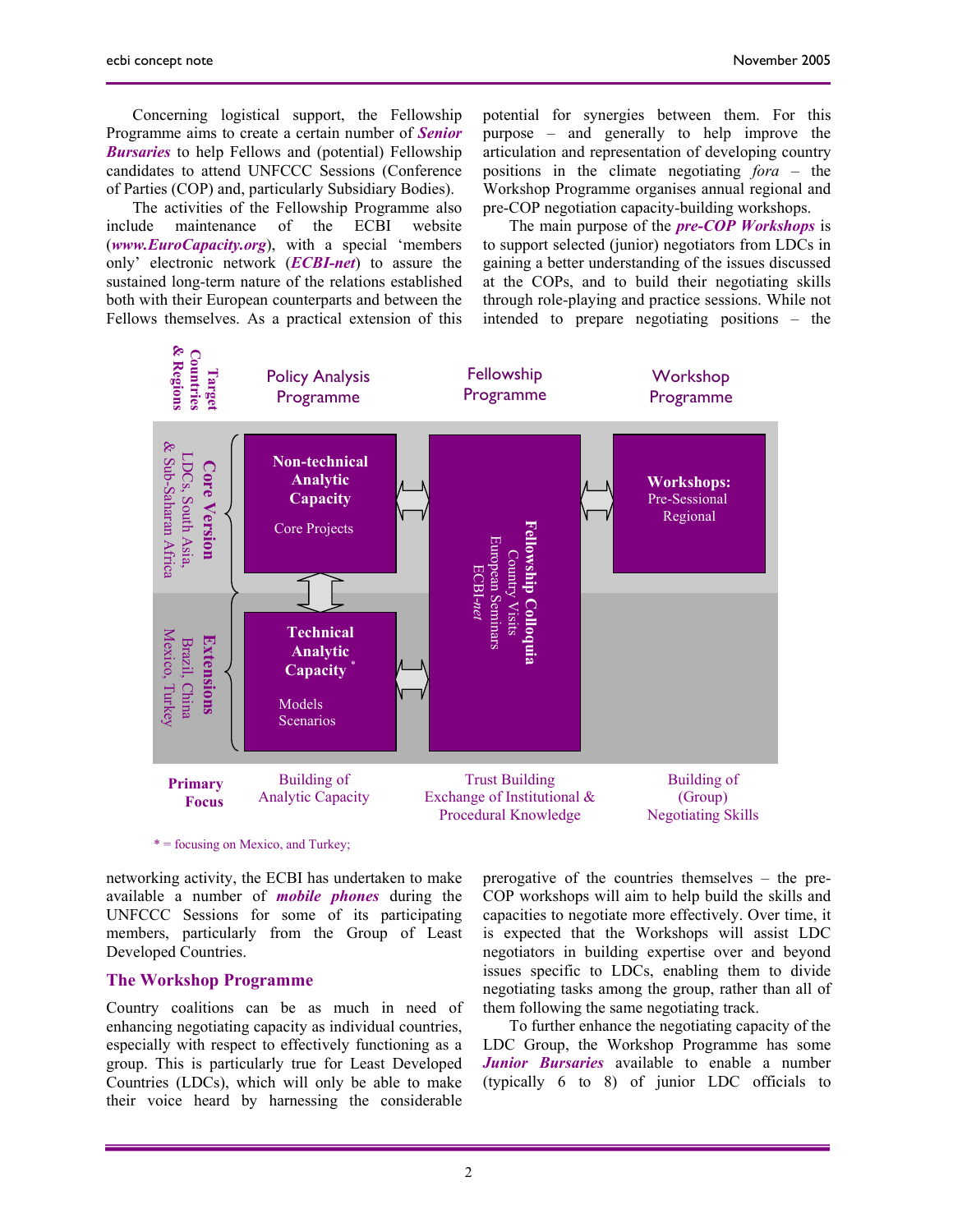Concerning logistical support, the Fellowship Programme aims to create a certain number of ***Senior Bursaries*** to help Fellows and (potential) Fellowship candidates to attend UNFCCC Sessions (Conference of Parties (COP) and, particularly Subsidiary Bodies).

The activities of the Fellowship Programme also include maintenance of the ECBI website (***www.EuroCapacity.org***), with a special 'members only' electronic network (***ECBI-net***) to assure the sustained long-term nature of the relations established both with their European counterparts and between the Fellows themselves. As a practical extension of this networking activity, the ECBI has undertaken to make available a number of ***mobile phones*** during the UNFCCC Sessions for some of its participating members, particularly from the Group of Least Developed Countries.

| Target Countries & Regions | Policy Analysis Programme | Fellowship Programme | Workshop Programme |
|---|---|---|---|
| **Core Version** LDCs, South Asia, & Sub-Saharan Africa | **Non-technical Analytic Capacity** Core Projects | **Fellowship Colloquia** Country Visits European Seminars ECBI-*net* | **Workshops:** Pre-Sessional Regional |
| **Extensions** Brazil, China Mexico, Turkey | **Technical Analytic Capacity*** Models Scenarios | | |
| **Primary Focus** | Building of Analytic Capacity | Trust Building Exchange of Institutional & Procedural Knowledge | Building of (Group) Negotiating Skills |

\* = focusing on Mexico, and Turkey;

## The Workshop Programme

Country coalitions can be as much in need of enhancing negotiating capacity as individual countries, especially with respect to effectively functioning as a group. This is particularly true for Least Developed Countries (LDCs), which will only be able to make their voice heard by harnessing the considerable potential for synergies between them. For this purpose – and generally to help improve the articulation and representation of developing country positions in the climate negotiating *fora* – the Workshop Programme organises annual regional and pre-COP negotiation capacity-building workshops.

The main purpose of the ***pre-COP Workshops*** is to support selected (junior) negotiators from LDCs in gaining a better understanding of the issues discussed at the COPs, and to build their negotiating skills through role-playing and practice sessions. While not intended to prepare negotiating positions – the prerogative of the countries themselves – the pre-COP workshops will aim to help build the skills and capacities to negotiate more effectively. Over time, it is expected that the Workshops will assist LDC negotiators in building expertise over and beyond issues specific to LDCs, enabling them to divide negotiating tasks among the group, rather than all of them following the same negotiating track.

To further enhance the negotiating capacity of the LDC Group, the Workshop Programme has some ***Junior Bursaries*** available to enable a number (typically 6 to 8) of junior LDC officials to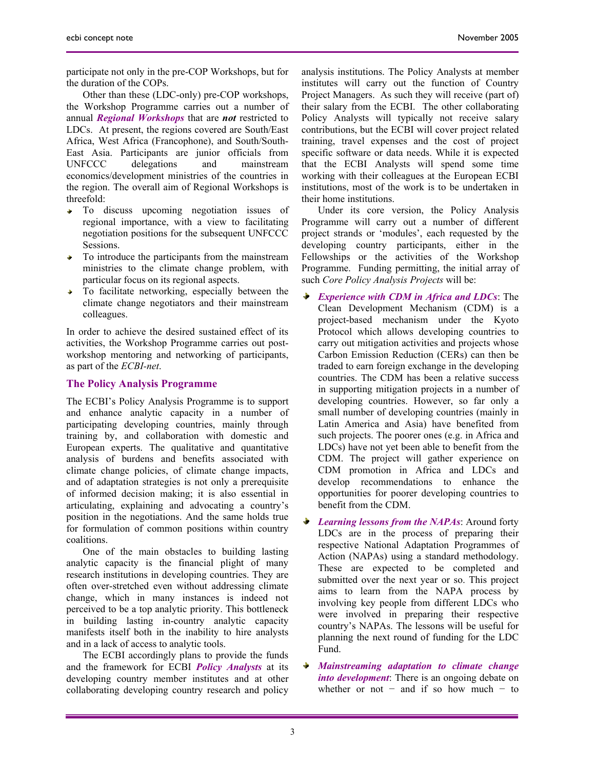participate not only in the pre-COP Workshops, but for the duration of the COPs.

Other than these (LDC-only) pre-COP workshops, the Workshop Programme carries out a number of annual ***Regional Workshops*** that are ***not*** restricted to LDCs. At present, the regions covered are South/East Africa, West Africa (Francophone), and South/South-East Asia. Participants are junior officials from UNFCCC delegations and mainstream economics/development ministries of the countries in the region. The overall aim of Regional Workshops is threefold:

- To discuss upcoming negotiation issues of regional importance, with a view to facilitating negotiation positions for the subsequent UNFCCC Sessions.
- To introduce the participants from the mainstream ministries to the climate change problem, with particular focus on its regional aspects.
- To facilitate networking, especially between the climate change negotiators and their mainstream colleagues.

In order to achieve the desired sustained effect of its activities, the Workshop Programme carries out post-workshop mentoring and networking of participants, as part of the *ECBI-net*.

## The Policy Analysis Programme

The ECBI's Policy Analysis Programme is to support and enhance analytic capacity in a number of participating developing countries, mainly through training by, and collaboration with domestic and European experts. The qualitative and quantitative analysis of burdens and benefits associated with climate change policies, of climate change impacts, and of adaptation strategies is not only a prerequisite of informed decision making; it is also essential in articulating, explaining and advocating a country's position in the negotiations. And the same holds true for formulation of common positions within country coalitions.

One of the main obstacles to building lasting analytic capacity is the financial plight of many research institutions in developing countries. They are often over-stretched even without addressing climate change, which in many instances is indeed not perceived to be a top analytic priority. This bottleneck in building lasting in-country analytic capacity manifests itself both in the inability to hire analysts and in a lack of access to analytic tools.

The ECBI accordingly plans to provide the funds and the framework for ECBI ***Policy Analysts*** at its developing country member institutes and at other collaborating developing country research and policy analysis institutions. The Policy Analysts at member institutes will carry out the function of Country Project Managers. As such they will receive (part of) their salary from the ECBI. The other collaborating Policy Analysts will typically not receive salary contributions, but the ECBI will cover project related training, travel expenses and the cost of project specific software or data needs. While it is expected that the ECBI Analysts will spend some time working with their colleagues at the European ECBI institutions, most of the work is to be undertaken in their home institutions.

Under its core version, the Policy Analysis Programme will carry out a number of different project strands or 'modules', each requested by the developing country participants, either in the Fellowships or the activities of the Workshop Programme. Funding permitting, the initial array of such *Core Policy Analysis Projects* will be:

- ***Experience with CDM in Africa and LDCs***: The Clean Development Mechanism (CDM) is a project-based mechanism under the Kyoto Protocol which allows developing countries to carry out mitigation activities and projects whose Carbon Emission Reduction (CERs) can then be traded to earn foreign exchange in the developing countries. The CDM has been a relative success in supporting mitigation projects in a number of developing countries. However, so far only a small number of developing countries (mainly in Latin America and Asia) have benefited from such projects. The poorer ones (e.g. in Africa and LDCs) have not yet been able to benefit from the CDM. The project will gather experience on CDM promotion in Africa and LDCs and develop recommendations to enhance the opportunities for poorer developing countries to benefit from the CDM.
- ***Learning lessons from the NAPAs***: Around forty LDCs are in the process of preparing their respective National Adaptation Programmes of Action (NAPAs) using a standard methodology. These are expected to be completed and submitted over the next year or so. This project aims to learn from the NAPA process by involving key people from different LDCs who were involved in preparing their respective country's NAPAs. The lessons will be useful for planning the next round of funding for the LDC Fund.
- ***Mainstreaming adaptation to climate change into development***: There is an ongoing debate on whether or not − and if so how much − to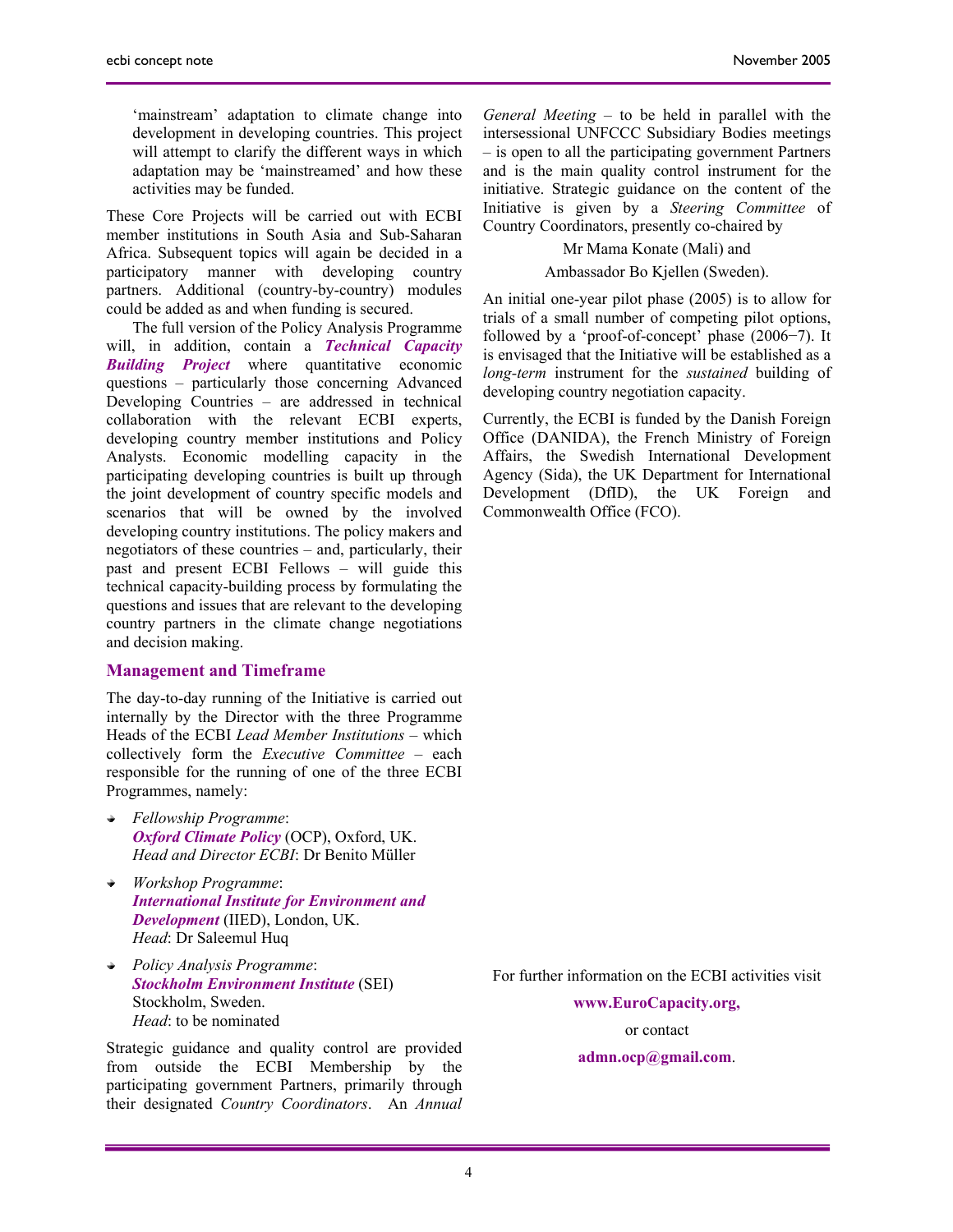'mainstream' adaptation to climate change into development in developing countries. This project will attempt to clarify the different ways in which adaptation may be 'mainstreamed' and how these activities may be funded.

These Core Projects will be carried out with ECBI member institutions in South Asia and Sub-Saharan Africa. Subsequent topics will again be decided in a participatory manner with developing country partners. Additional (country-by-country) modules could be added as and when funding is secured.

The full version of the Policy Analysis Programme will, in addition, contain a ***Technical Capacity Building Project*** where quantitative economic questions – particularly those concerning Advanced Developing Countries – are addressed in technical collaboration with the relevant ECBI experts, developing country member institutions and Policy Analysts. Economic modelling capacity in the participating developing countries is built up through the joint development of country specific models and scenarios that will be owned by the involved developing country institutions. The policy makers and negotiators of these countries – and, particularly, their past and present ECBI Fellows – will guide this technical capacity-building process by formulating the questions and issues that are relevant to the developing country partners in the climate change negotiations and decision making.

## Management and Timeframe

The day-to-day running of the Initiative is carried out internally by the Director with the three Programme Heads of the ECBI *Lead Member Institutions* – which collectively form the *Executive Committee* – each responsible for the running of one of the three ECBI Programmes, namely:

- *Fellowship Programme*:
  ***Oxford Climate Policy*** (OCP), Oxford, UK.
  *Head and Director ECBI*: Dr Benito Müller
- *Workshop Programme*:
  ***International Institute for Environment and Development*** (IIED), London, UK.
  *Head*: Dr Saleemul Huq
- *Policy Analysis Programme*:
  ***Stockholm Environment Institute*** (SEI) Stockholm, Sweden.
  *Head*: to be nominated

Strategic guidance and quality control are provided from outside the ECBI Membership by the participating government Partners, primarily through their designated *Country Coordinators*. An *Annual General Meeting* – to be held in parallel with the intersessional UNFCCC Subsidiary Bodies meetings – is open to all the participating government Partners and is the main quality control instrument for the initiative. Strategic guidance on the content of the Initiative is given by a *Steering Committee* of Country Coordinators, presently co-chaired by

Mr Mama Konate (Mali) and

Ambassador Bo Kjellen (Sweden).

An initial one-year pilot phase (2005) is to allow for trials of a small number of competing pilot options, followed by a 'proof-of-concept' phase (2006−7). It is envisaged that the Initiative will be established as a *long-term* instrument for the *sustained* building of developing country negotiation capacity.

Currently, the ECBI is funded by the Danish Foreign Office (DANIDA), the French Ministry of Foreign Affairs, the Swedish International Development Agency (Sida), the UK Department for International Development (DfID), the UK Foreign and Commonwealth Office (FCO).

For further information on the ECBI activities visit

**www.EuroCapacity.org,**

or contact

**admn.ocp@gmail.com**.